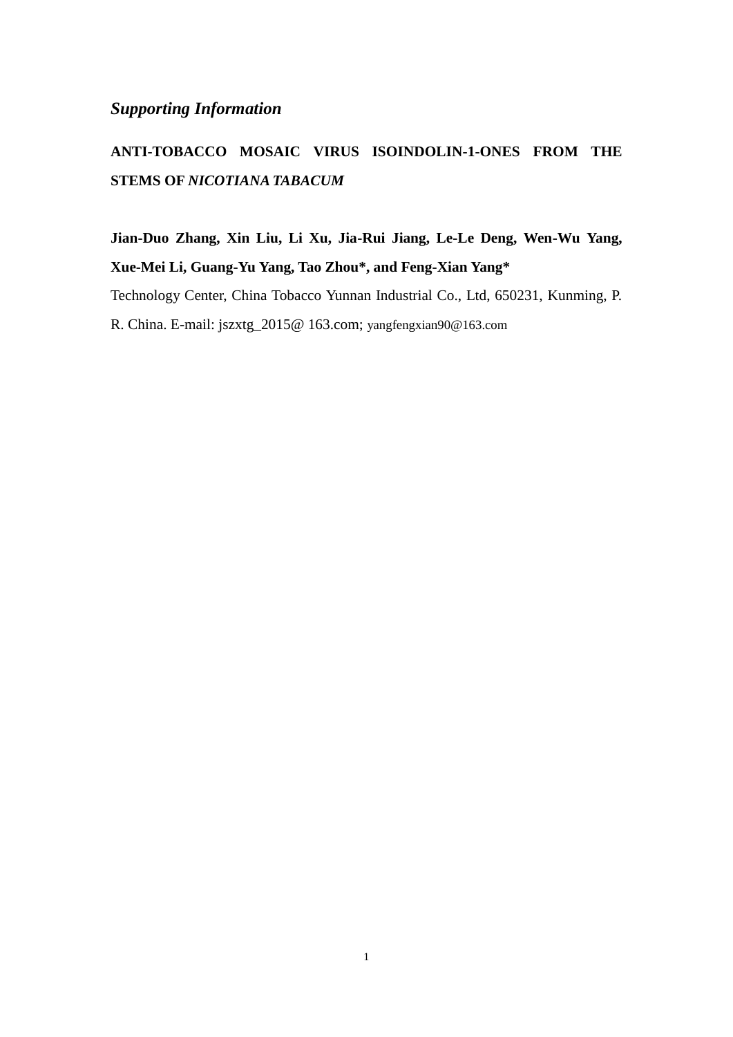*Supporting Information*

**ANTI-TOBACCO MOSAIC VIRUS ISOINDOLIN-1-ONES FROM THE STEMS OF *NICOTIANA TABACUM***

**Jian-Duo Zhang, Xin Liu, Li Xu, Jia-Rui Jiang, Le-Le Deng, Wen-Wu Yang, Xue-Mei Li, Guang-Yu Yang, Tao Zhou*, and Feng-Xian Yang***

Technology Center, China Tobacco Yunnan Industrial Co., Ltd, 650231, Kunming, P. R. China. E-mail: jszxtg_2015@ 163.com; yangfengxian90@163.com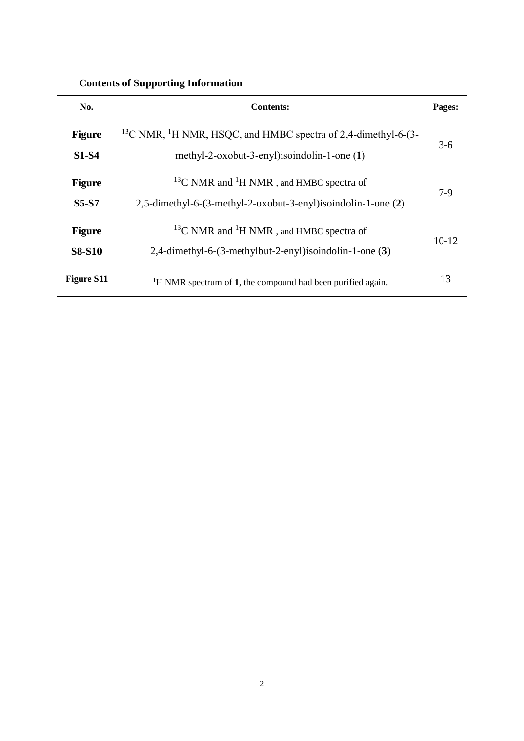**Contents of Supporting Information**

| No. | Contents: | Pages: |
|---|---|---|
| **Figure S1-S4** | $^{13}$C NMR, $^{1}$H NMR, HSQC, and HMBC spectra of 2,4-dimethyl-6-(3-methyl-2-oxobut-3-enyl)isoindolin-1-one (**1**) | 3-6 |
| **Figure S5-S7** | $^{13}$C NMR and $^{1}$H NMR , and HMBC spectra of 2,5-dimethyl-6-(3-methyl-2-oxobut-3-enyl)isoindolin-1-one (**2**) | 7-9 |
| **Figure S8-S10** | $^{13}$C NMR and $^{1}$H NMR , and HMBC spectra of 2,4-dimethyl-6-(3-methylbut-2-enyl)isoindolin-1-one (**3**) | 10-12 |
| **Figure S11** | $^{1}$H NMR spectrum of **1**, the compound had been purified again. | 13 |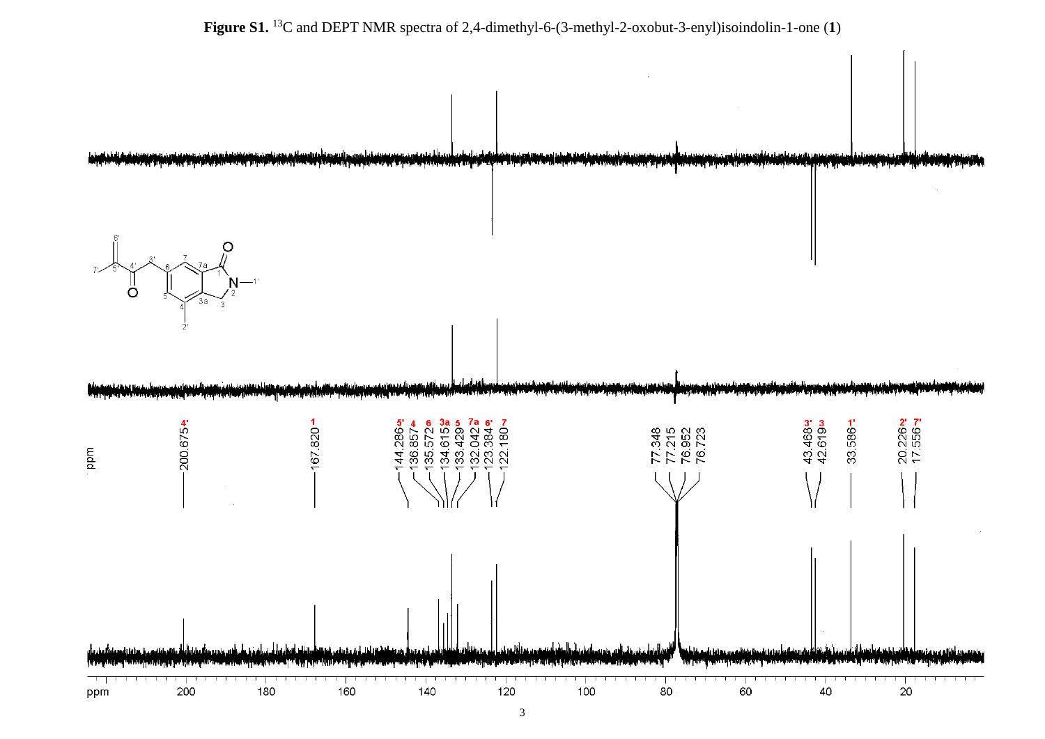**Figure S1.** $^{13}$C and DEPT NMR spectra of 2,4-dimethyl-6-(3-methyl-2-oxobut-3-enyl)isoindolin-1-one (**1**)

4' 1 5' 4 6 3a 5 7a 6' 7 3' 3 1' 2' 7'

200.675 167.820 144.286 136.857 135.572 134.615 133.429 132.042 123.384 122.180 77.348 77.215 76.952 76.723 43.468 42.619 33.586 20.226 17.556

ppm

ppm 200 180 160 140 120 100 80 60 40 20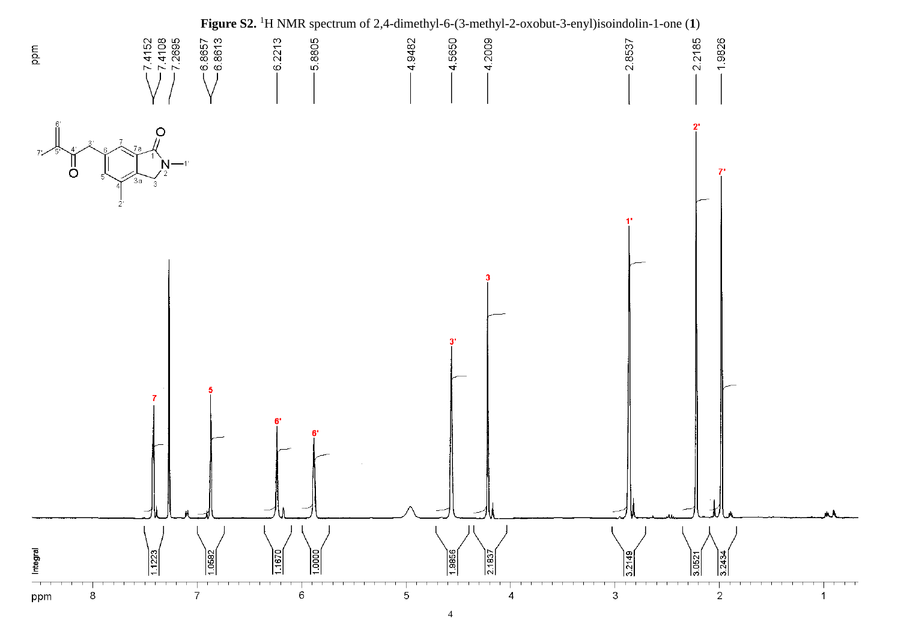**Figure S2.** $^{1}$H NMR spectrum of 2,4-dimethyl-6-(3-methyl-2-oxobut-3-enyl)isoindolin-1-one (**1**)

ppm

7.4152
7.4108
7.2695
6.8657
6.8613
6.2213
5.8805
4.9482
4.5650
4.2009
2.8537
2.2185
1.9826

7
5
6'
6'
3'
3
1'
2'
7'

Integral

1.1223
1.0582
1.1670
1.0000
1.9856
2.1837
3.2149
3.0521
3.2434

ppm 8 7 6 5 4 3 2 1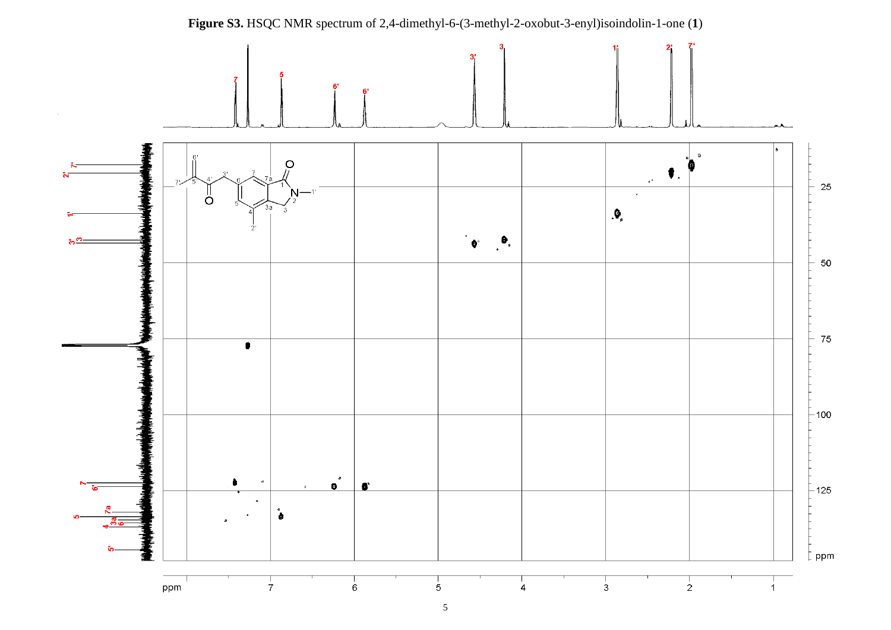**Figure S3.** HSQC NMR spectrum of 2,4-dimethyl-6-(3-methyl-2-oxobut-3-enyl)isoindolin-1-one (**1**)

7
5
6'
6'
3'
3
1'
2'
7'

7'
2'
1'
3'
3
7
6'
5
7a
3a
4
6
5'

25
50
75
100
125
ppm

ppm
7
6
5
4
3
2
1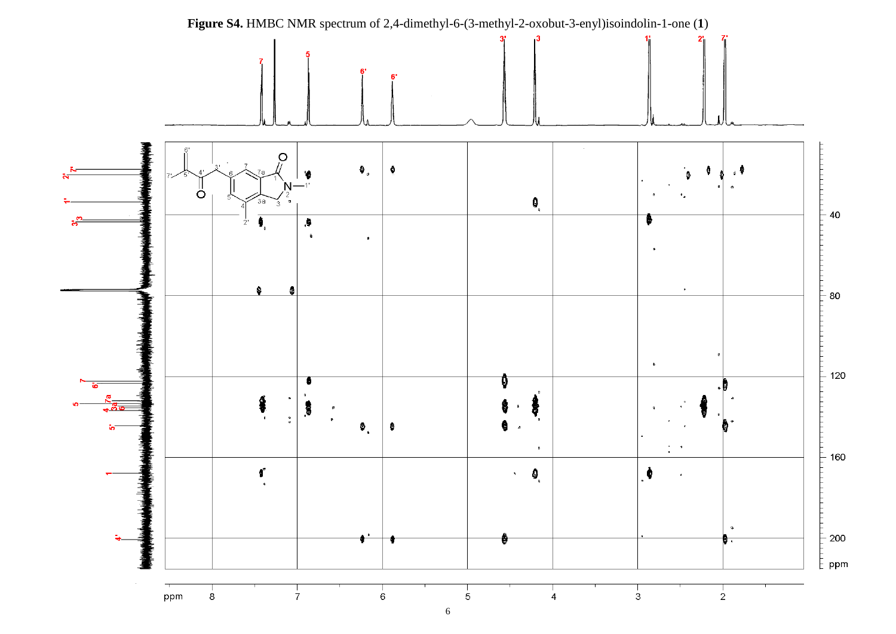**Figure S4.** HMBC NMR spectrum of 2,4-dimethyl-6-(3-methyl-2-oxobut-3-enyl)isoindolin-1-one (**1**)

7
5
6'
6'
3'
3
1'
2'
7'

2'
7'
1'
3'
3
7
6'
5
7a
4
3a
6
5'
1
4'

40
80
120
160
200
ppm

ppm
8
7
6
5
4
3
2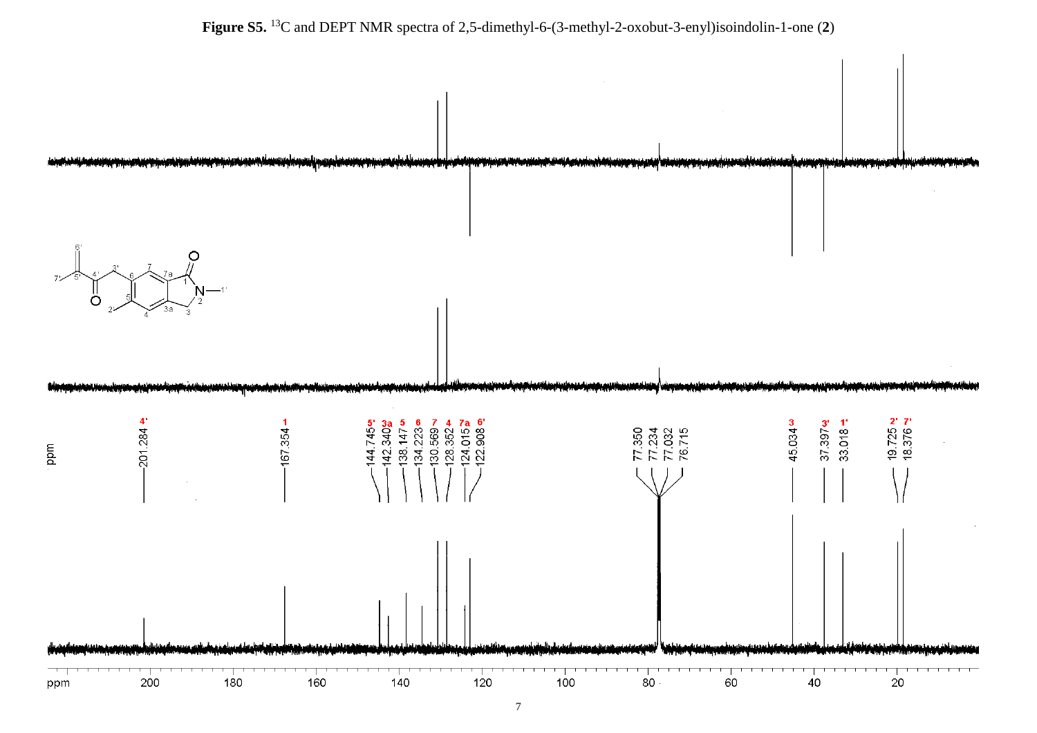**Figure S5.** $^{13}$C and DEPT NMR spectra of 2,5-dimethyl-6-(3-methyl-2-oxobut-3-enyl)isoindolin-1-one (**2**)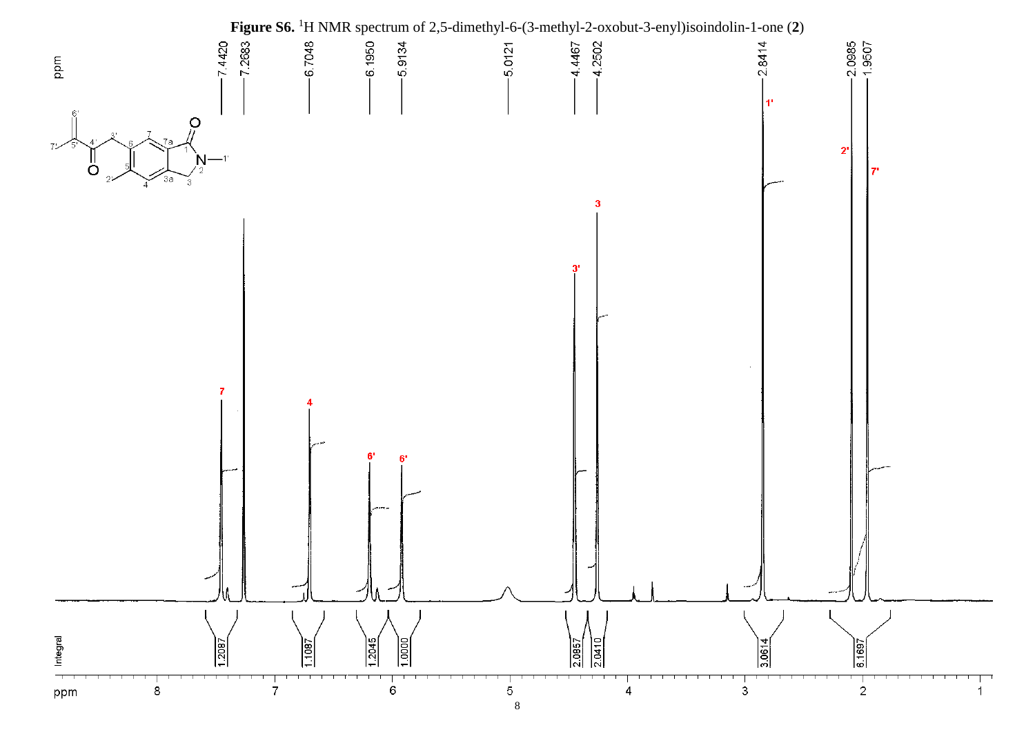**Figure S6.** $^{1}$H NMR spectrum of 2,5-dimethyl-6-(3-methyl-2-oxobut-3-enyl)isoindolin-1-one (**2**)

ppm

7.4420
7.2683
6.7048
6.1950
5.9134
5.0121
4.4467
4.2502
2.8414
2.0885
1.9507

1'
2'
7'
3
3'
7
4
6'
6'

Integral

1.2087
1.1087
1.2045
1.0000
2.0857
2.0410
3.0614
6.1697

ppm
8
7
6
5
4
3
2
1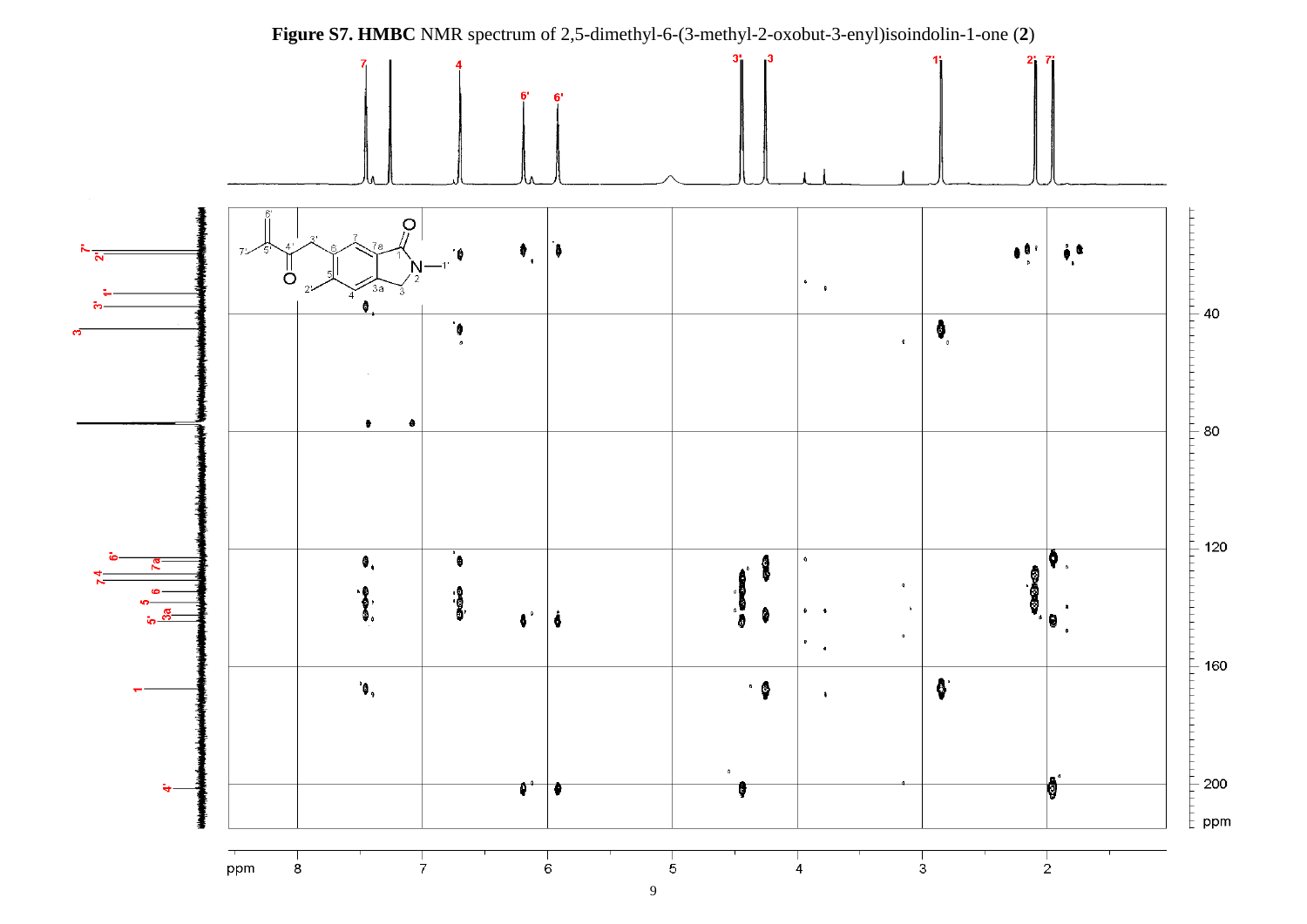**Figure S7. HMBC** NMR spectrum of 2,5-dimethyl-6-(3-methyl-2-oxobut-3-enyl)isoindolin-1-one (**2**)

7
4
6'
6'
3'
3
1'
2'
7'

7'
2'
1'
3'
3
6'
7a
7
4
6
5
3a
5'
1
4'

40
80
120
160
200
ppm

ppm
8
7
6
5
4
3
2

6'
7'
5'
4'
3'
6
7
7a
1
5
2'
4
3a
3
N
2
1'
O
O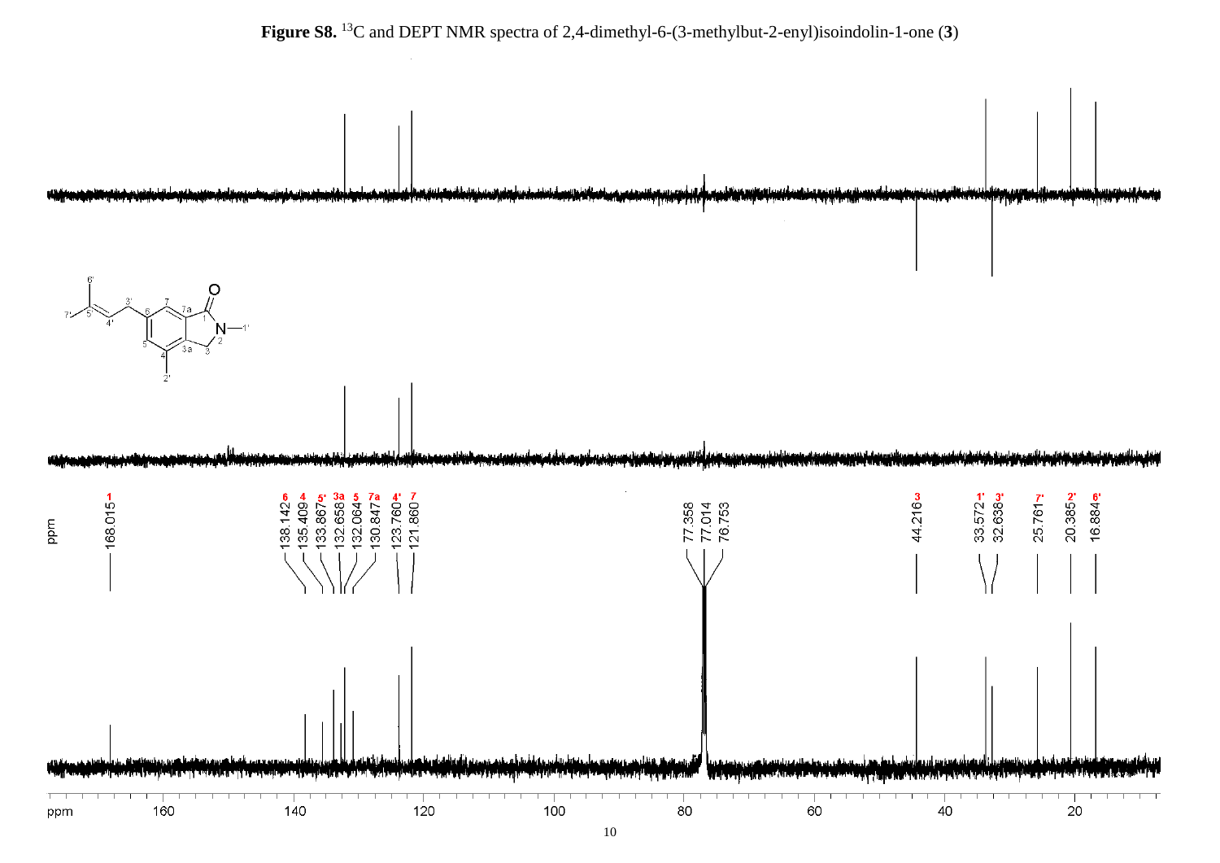**Figure S8.** $^{13}C$ and DEPT NMR spectra of 2,4-dimethyl-6-(3-methylbut-2-enyl)isoindolin-1-one (**3**)

1 168.015

6 138.142
4 135.409
5' 133.867
3a 132.658
5 132.064
7a 130.847
4' 123.760
7 121.860

77.358
77.014
76.753

3 44.216

1' 33.572
3' 32.638
7' 25.761
2' 20.385
6' 16.884

ppm

160 140 120 100 80 60 40 20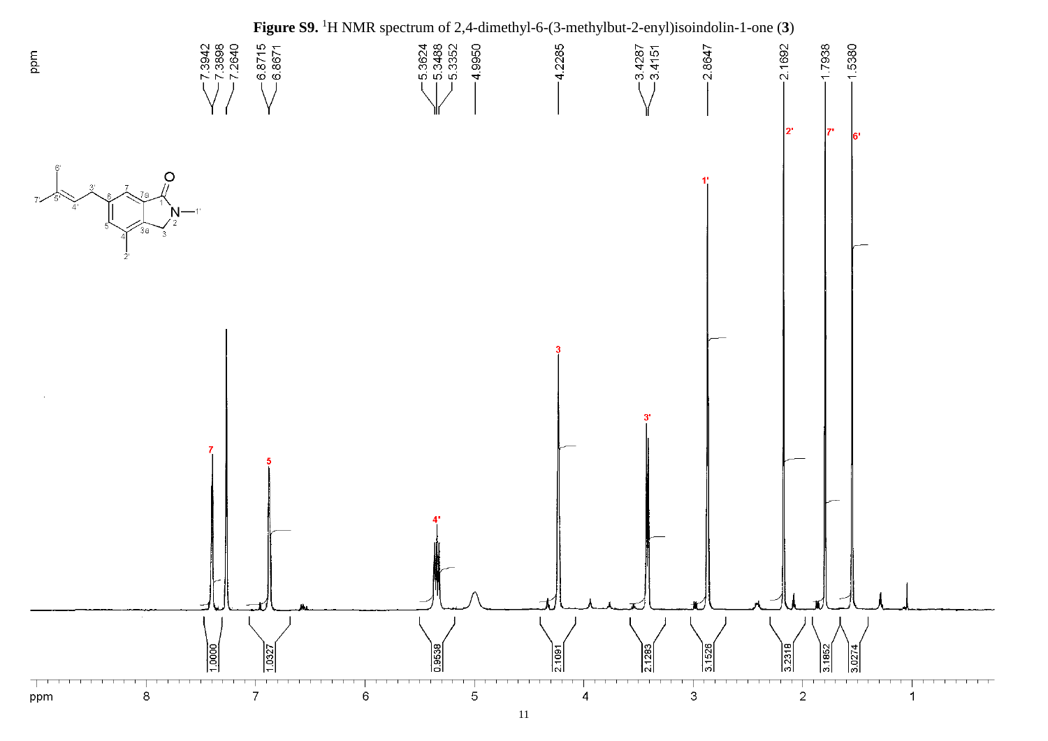**Figure S9.** $^{1}H$ NMR spectrum of 2,4-dimethyl-6-(3-methylbut-2-enyl)isoindolin-1-one (**3**)

ppm

7.3942
7.3898
7.2640
6.8715
6.8671
5.3624
5.3488
5.3352
4.9950
4.2285
3.4287
3.4151
2.8647
2.1692
1.7938
1.5380

7
5
4'
3
3'
1'
2'
7'
6'

1.0000
1.0327
0.9538
2.1091
2.1283
3.1526
3.2318
3.1852
3.0274

ppm 8 7 6 5 4 3 2 1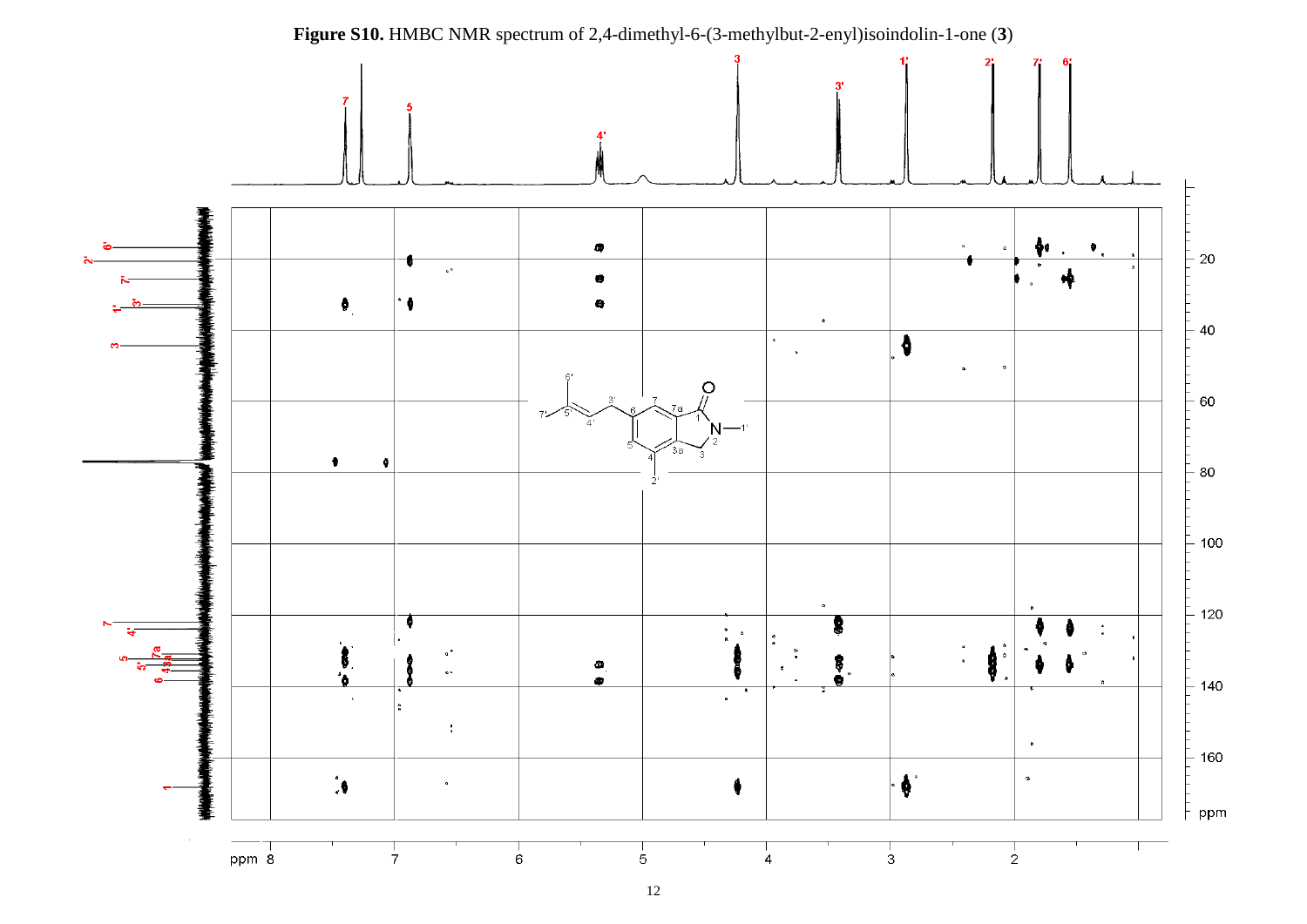**Figure S10.** HMBC NMR spectrum of 2,4-dimethyl-6-(3-methylbut-2-enyl)isoindolin-1-one (**3**)

7
5
4'
3
3'
1'
2'
7'
6'

6'
2'
7'
1'
3'
3
7
4'
5
7a
4
3a
5'
6
1

6'
7'
5'
4'
3'
6
7
7a
O
1
N
1'
2
3
3a
4
5
2'

ppm 8
7
6
5
4
3
2

20
40
60
80
100
120
140
160
ppm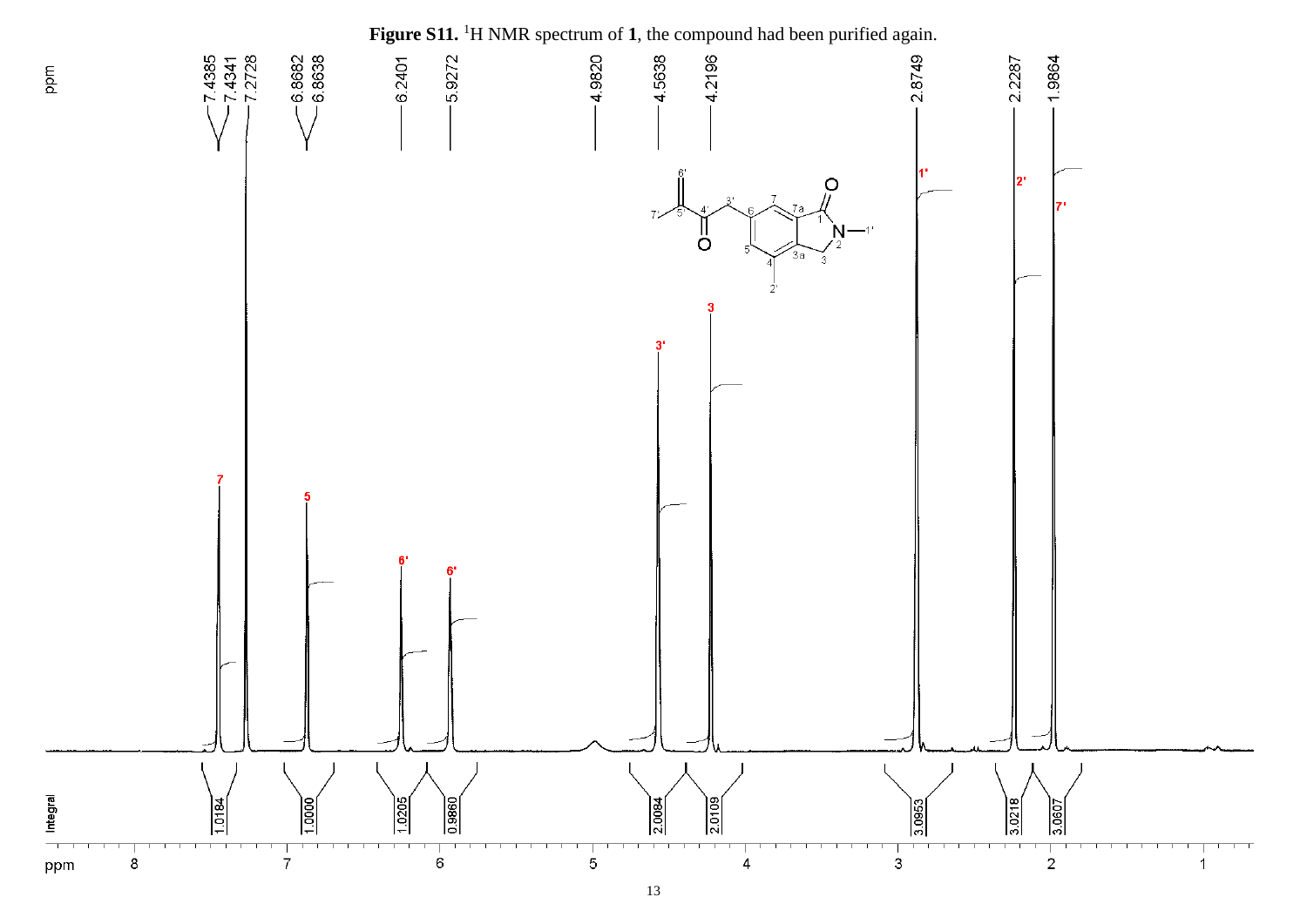**Figure S11.** $^1$H NMR spectrum of **1**, the compound had been purified again.

ppm

7.4385
7.4341
7.2728
6.8682
6.8638
6.2401
5.9272
4.9820
4.5638
4.2196
2.8749
2.2287
1.9864

7
5
6'
6'
3'
3
1'
2'
7'

6'
7'
5'
4'
3'
6
7
7a
1
2
3
3a
4
5
2'
1'
N
O
O

Integral

1.0184
1.0000
1.0205
0.9860
2.0084
2.0109
3.0953
3.0218
3.0607

ppm
8
7
6
5
4
3
2
1